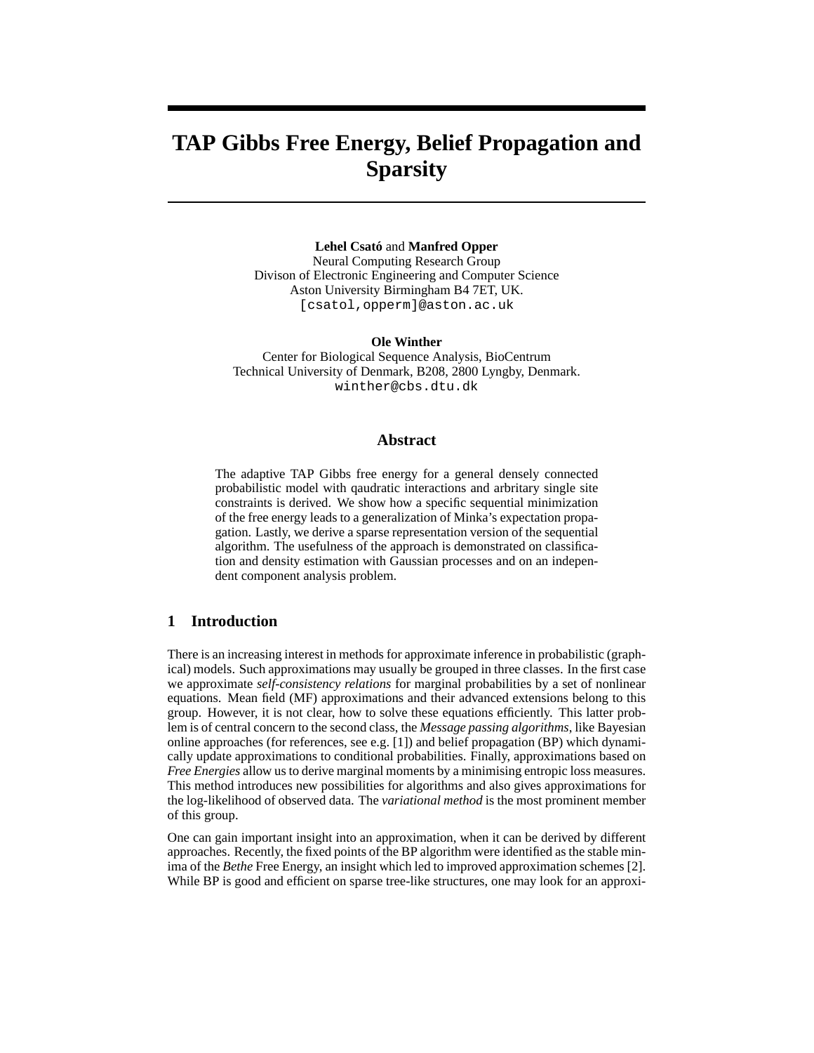# TAP Gibbs Free Energy, Belief Propagation and Sparsity

**Lehel Csató** and **Manfred Opper**
Neural Computing Research Group
Divison of Electronic Engineering and Computer Science
Aston University Birmingham B4 7ET, UK.
[csatol,opperm]@aston.ac.uk

**Ole Winther**
Center for Biological Sequence Analysis, BioCentrum
Technical University of Denmark, B208, 2800 Lyngby, Denmark.
winther@cbs.dtu.dk

## Abstract

The adaptive TAP Gibbs free energy for a general densely connected probabilistic model with qaudratic interactions and arbitrary single site constraints is derived. We show how a specific sequential minimization of the free energy leads to a generalization of Minka's expectation propagation. Lastly, we derive a sparse representation version of the sequential algorithm. The usefulness of the approach is demonstrated on classification and density estimation with Gaussian processes and on an independent component analysis problem.

## 1 Introduction

There is an increasing interest in methods for approximate inference in probabilistic (graphical) models. Such approximations may usually be grouped in three classes. In the first case we approximate *self-consistency relations* for marginal probabilities by a set of nonlinear equations. Mean field (MF) approximations and their advanced extensions belong to this group. However, it is not clear, how to solve these equations efficiently. This latter problem is of central concern to the second class, the *Message passing algorithms*, like Bayesian online approaches (for references, see e.g. [1]) and belief propagation (BP) which dynamically update approximations to conditional probabilities. Finally, approximations based on *Free Energies* allow us to derive marginal moments by a minimising entropic loss measures. This method introduces new possibilities for algorithms and also gives approximations for the log-likelihood of observed data. The *variational method* is the most prominent member of this group.

One can gain important insight into an approximation, when it can be derived by different approaches. Recently, the fixed points of the BP algorithm were identified as the stable minima of the *Bethe* Free Energy, an insight which led to improved approximation schemes [2]. While BP is good and efficient on sparse tree-like structures, one may look for an approxi-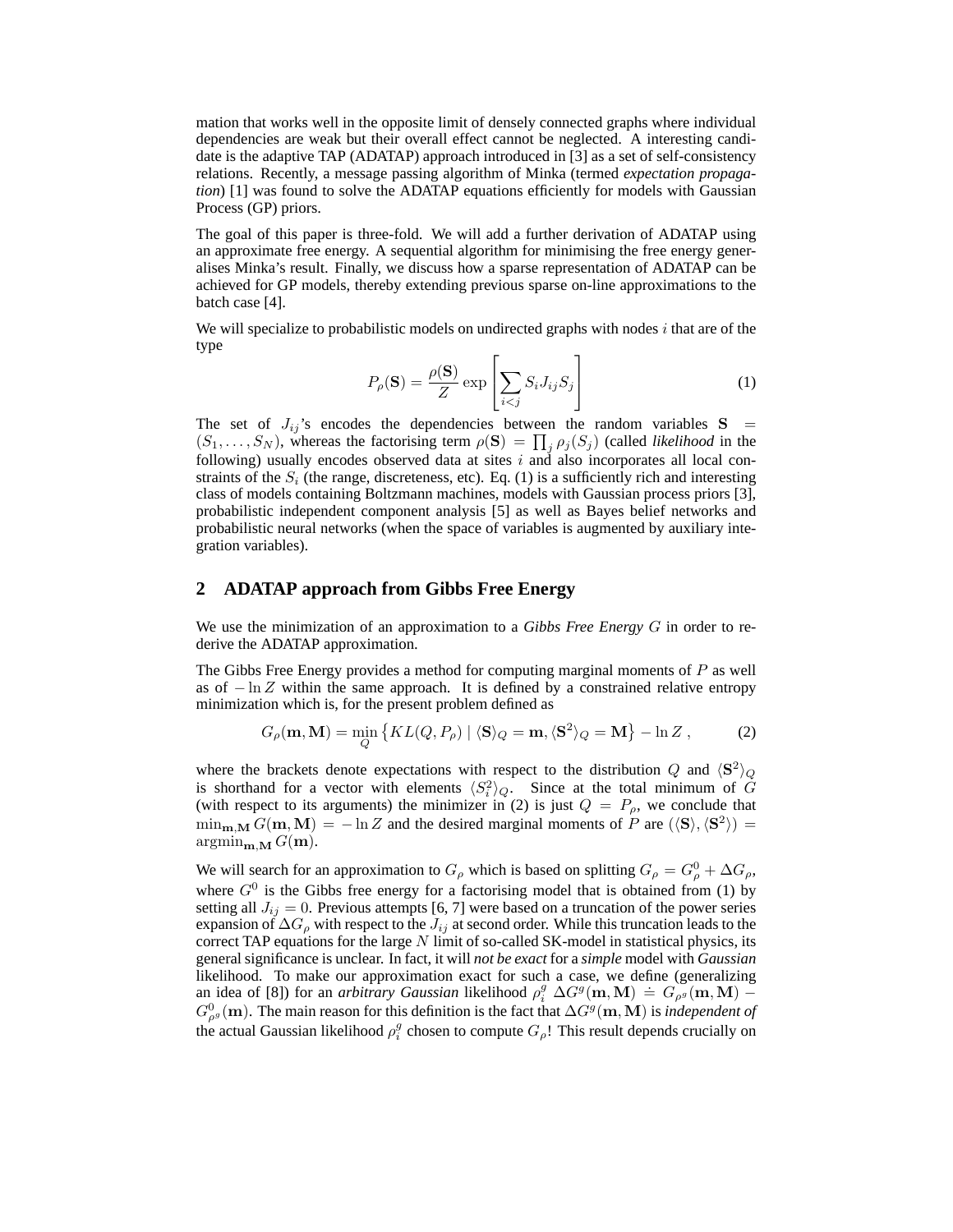mation that works well in the opposite limit of densely connected graphs where individual dependencies are weak but their overall effect cannot be neglected. A interesting candidate is the adaptive TAP (ADATAP) approach introduced in [3] as a set of self-consistency relations. Recently, a message passing algorithm of Minka (termed *expectation propagation*) [1] was found to solve the ADATAP equations efficiently for models with Gaussian Process (GP) priors.

The goal of this paper is three-fold. We will add a further derivation of ADATAP using an approximate free energy. A sequential algorithm for minimising the free energy generalises Minka's result. Finally, we discuss how a sparse representation of ADATAP can be achieved for GP models, thereby extending previous sparse on-line approximations to the batch case [4].

We will specialize to probabilistic models on undirected graphs with nodes $i$ that are of the type

$$P_\rho(\mathbf{S}) = \frac{\rho(\mathbf{S})}{Z} \exp\left[\sum_{i<j} S_i J_{ij} S_j\right] \tag{1}$$

The set of $J_{ij}$'s encodes the dependencies between the random variables $\mathbf{S} = (S_1, \ldots, S_N)$, whereas the factorising term $\rho(\mathbf{S}) = \prod_j \rho_j(S_j)$ (called *likelihood* in the following) usually encodes observed data at sites $i$ and also incorporates all local constraints of the $S_i$ (the range, discreteness, etc). Eq. (1) is a sufficiently rich and interesting class of models containing Boltzmann machines, models with Gaussian process priors [3], probabilistic independent component analysis [5] as well as Bayes belief networks and probabilistic neural networks (when the space of variables is augmented by auxiliary integration variables).

## 2 ADATAP approach from Gibbs Free Energy

We use the minimization of an approximation to a *Gibbs Free Energy* $G$ in order to rederive the ADATAP approximation.

The Gibbs Free Energy provides a method for computing marginal moments of $P$ as well as of $-\ln Z$ within the same approach. It is defined by a constrained relative entropy minimization which is, for the present problem defined as

$$G_\rho(\mathbf{m}, \mathbf{M}) = \min_Q \left\{ KL(Q, P_\rho) \mid \langle \mathbf{S} \rangle_Q = \mathbf{m}, \langle \mathbf{S}^2 \rangle_Q = \mathbf{M} \right\} - \ln Z \,, \tag{2}$$

where the brackets denote expectations with respect to the distribution $Q$ and $\langle \mathbf{S}^2 \rangle_Q$ is shorthand for a vector with elements $\langle S_i^2 \rangle_Q$. Since at the total minimum of $G$ (with respect to its arguments) the minimizer in (2) is just $Q = P_\rho$, we conclude that $\min_{\mathbf{m},\mathbf{M}} G(\mathbf{m}, \mathbf{M}) = -\ln Z$ and the desired marginal moments of $P$ are $(\langle \mathbf{S} \rangle, \langle \mathbf{S}^2 \rangle) = \mathrm{argmin}_{\mathbf{m},\mathbf{M}} G(\mathbf{m})$.

We will search for an approximation to $G_\rho$ which is based on splitting $G_\rho = G_\rho^0 + \Delta G_\rho$, where $G^0$ is the Gibbs free energy for a factorising model that is obtained from (1) by setting all $J_{ij} = 0$. Previous attempts [6, 7] were based on a truncation of the power series expansion of $\Delta G_\rho$ with respect to the $J_{ij}$ at second order. While this truncation leads to the correct TAP equations for the large $N$ limit of so-called SK-model in statistical physics, its general significance is unclear. In fact, it will *not be exact* for a *simple* model with *Gaussian* likelihood. To make our approximation exact for such a case, we define (generalizing an idea of [8]) for an *arbitrary Gaussian* likelihood $\rho_i^g$ $\Delta G^g(\mathbf{m}, \mathbf{M}) \doteq G_{\rho^g}(\mathbf{m}, \mathbf{M}) - G^0_{\rho^g}(\mathbf{m})$. The main reason for this definition is the fact that $\Delta G^g(\mathbf{m}, \mathbf{M})$ is *independent of* the actual Gaussian likelihood $\rho_i^g$ chosen to compute $G_\rho$! This result depends crucially on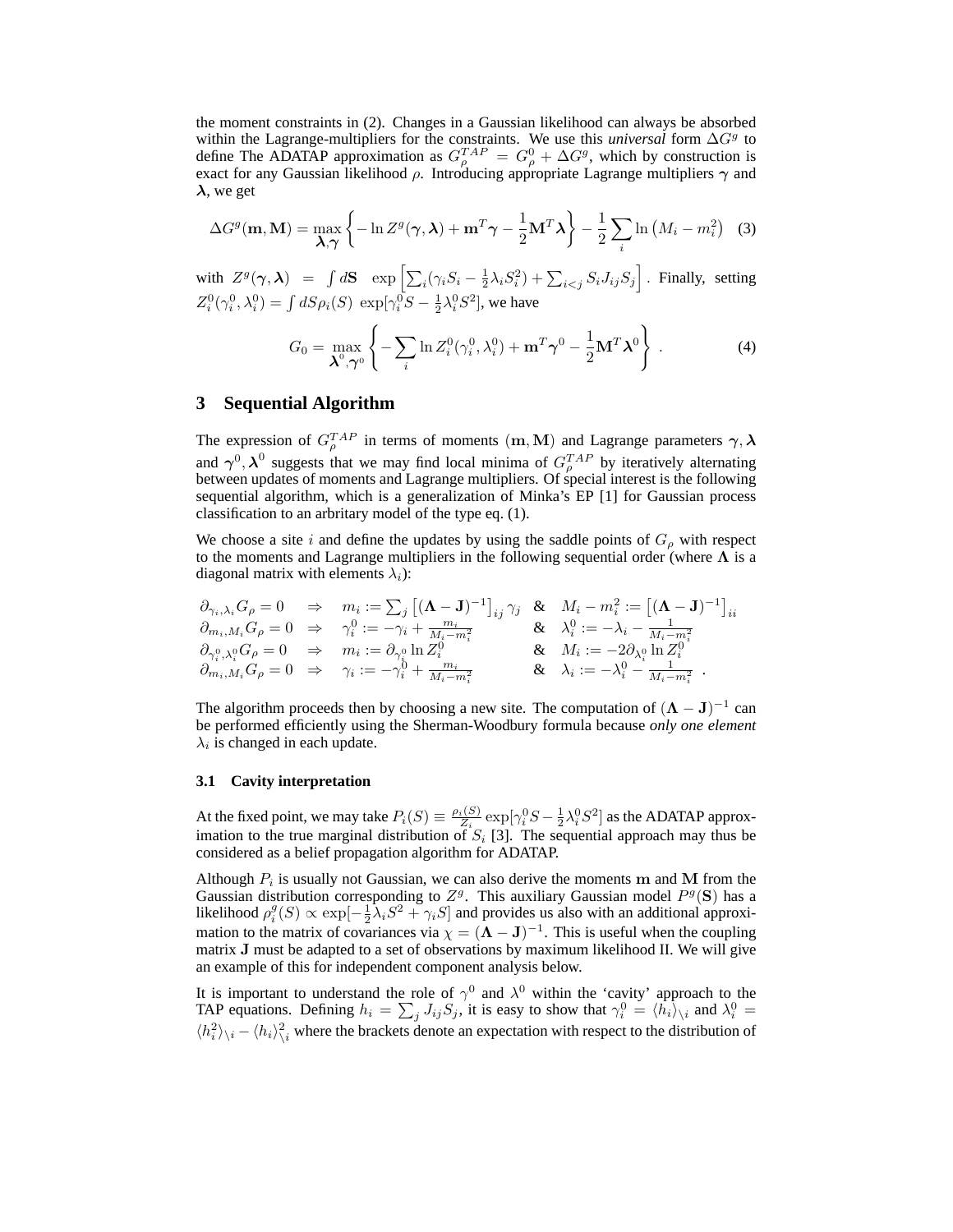the moment constraints in (2). Changes in a Gaussian likelihood can always be absorbed within the Lagrange-multipliers for the constraints. We use this *universal* form $\Delta G^g$ to define The ADATAP approximation as $G_\rho^{TAP} = G_\rho^0 + \Delta G^g$, which by construction is exact for any Gaussian likelihood $\rho$. Introducing appropriate Lagrange multipliers $\boldsymbol{\gamma}$ and $\boldsymbol{\lambda}$, we get

$$\Delta G^g(\mathbf{m}, \mathbf{M}) = \max_{\boldsymbol{\lambda}, \boldsymbol{\gamma}} \left\{ -\ln Z^g(\boldsymbol{\gamma}, \boldsymbol{\lambda}) + \mathbf{m}^T \boldsymbol{\gamma} - \frac{1}{2} \mathbf{M}^T \boldsymbol{\lambda} \right\} - \frac{1}{2} \sum_i \ln \left( M_i - m_i^2 \right) \quad (3)$$

with $Z^g(\boldsymbol{\gamma}, \boldsymbol{\lambda}) = \int d\mathbf{S} \quad \exp\left[\sum_i (\gamma_i S_i - \frac{1}{2}\lambda_i S_i^2) + \sum_{i<j} S_i J_{ij} S_j\right]$. Finally, setting $Z_i^0(\gamma_i^0, \lambda_i^0) = \int dS \rho_i(S) \; \exp[\gamma_i^0 S - \frac{1}{2}\lambda_i^0 S^2]$, we have

$$G_0 = \max_{\boldsymbol{\lambda}^0, \boldsymbol{\gamma}^0} \left\{ -\sum_i \ln Z_i^0(\gamma_i^0, \lambda_i^0) + \mathbf{m}^T \boldsymbol{\gamma}^0 - \frac{1}{2} \mathbf{M}^T \boldsymbol{\lambda}^0 \right\} . \quad (4)$$

## 3 Sequential Algorithm

The expression of $G_\rho^{TAP}$ in terms of moments $(\mathbf{m}, \mathbf{M})$ and Lagrange parameters $\boldsymbol{\gamma}, \boldsymbol{\lambda}$ and $\boldsymbol{\gamma}^0, \boldsymbol{\lambda}^0$ suggests that we may find local minima of $G_\rho^{TAP}$ by iteratively alternating between updates of moments and Lagrange multipliers. Of special interest is the following sequential algorithm, which is a generalization of Minka's EP [1] for Gaussian process classification to an arbitrary model of the type eq. (1).

We choose a site $i$ and define the updates by using the saddle points of $G_\rho$ with respect to the moments and Lagrange multipliers in the following sequential order (where $\boldsymbol{\Lambda}$ is a diagonal matrix with elements $\lambda_i$):

$$\begin{array}{lllll}
\partial_{\gamma_i, \lambda_i} G_\rho = 0 & \Rightarrow & m_i := \sum_j \left[(\boldsymbol{\Lambda} - \mathbf{J})^{-1}\right]_{ij} \gamma_j & \& & M_i - m_i^2 := \left[(\boldsymbol{\Lambda} - \mathbf{J})^{-1}\right]_{ii} \\
\partial_{m_i, M_i} G_\rho = 0 & \Rightarrow & \gamma_i^0 := -\gamma_i + \frac{m_i}{M_i - m_i^2} & \& & \lambda_i^0 := -\lambda_i - \frac{1}{M_i - m_i^2} \\
\partial_{\gamma_i^0, \lambda_i^0} G_\rho = 0 & \Rightarrow & m_i := \partial_{\gamma_i^0} \ln Z_i^0 & \& & M_i := -2\partial_{\lambda_i^0} \ln Z_i^0 \\
\partial_{m_i, M_i} G_\rho = 0 & \Rightarrow & \gamma_i := -\gamma_i^0 + \frac{m_i}{M_i - m_i^2} & \& & \lambda_i := -\lambda_i^0 - \frac{1}{M_i - m_i^2} \; .
\end{array}$$

The algorithm proceeds then by choosing a new site. The computation of $(\boldsymbol{\Lambda} - \mathbf{J})^{-1}$ can be performed efficiently using the Sherman-Woodbury formula because *only one element* $\lambda_i$ is changed in each update.

### 3.1 Cavity interpretation

At the fixed point, we may take $P_i(S) \equiv \frac{\rho_i(S)}{Z_i} \exp[\gamma_i^0 S - \frac{1}{2}\lambda_i^0 S^2]$ as the ADATAP approximation to the true marginal distribution of $S_i$ [3]. The sequential approach may thus be considered as a belief propagation algorithm for ADATAP.

Although $P_i$ is usually not Gaussian, we can also derive the moments $\mathbf{m}$ and $\mathbf{M}$ from the Gaussian distribution corresponding to $Z^g$. This auxiliary Gaussian model $P^g(\mathbf{S})$ has a likelihood $\rho_i^g(S) \propto \exp[-\frac{1}{2}\lambda_i S^2 + \gamma_i S]$ and provides us also with an additional approximation to the matrix of covariances via $\chi = (\boldsymbol{\Lambda} - \mathbf{J})^{-1}$. This is useful when the coupling matrix $\mathbf{J}$ must be adapted to a set of observations by maximum likelihood II. We will give an example of this for independent component analysis below.

It is important to understand the role of $\gamma^0$ and $\lambda^0$ within the 'cavity' approach to the TAP equations. Defining $h_i = \sum_j J_{ij} S_j$, it is easy to show that $\gamma_i^0 = \langle h_i \rangle_{\setminus i}$ and $\lambda_i^0 = \langle h_i^2 \rangle_{\setminus i} - \langle h_i \rangle_{\setminus i}^2$ where the brackets denote an expectation with respect to the distribution of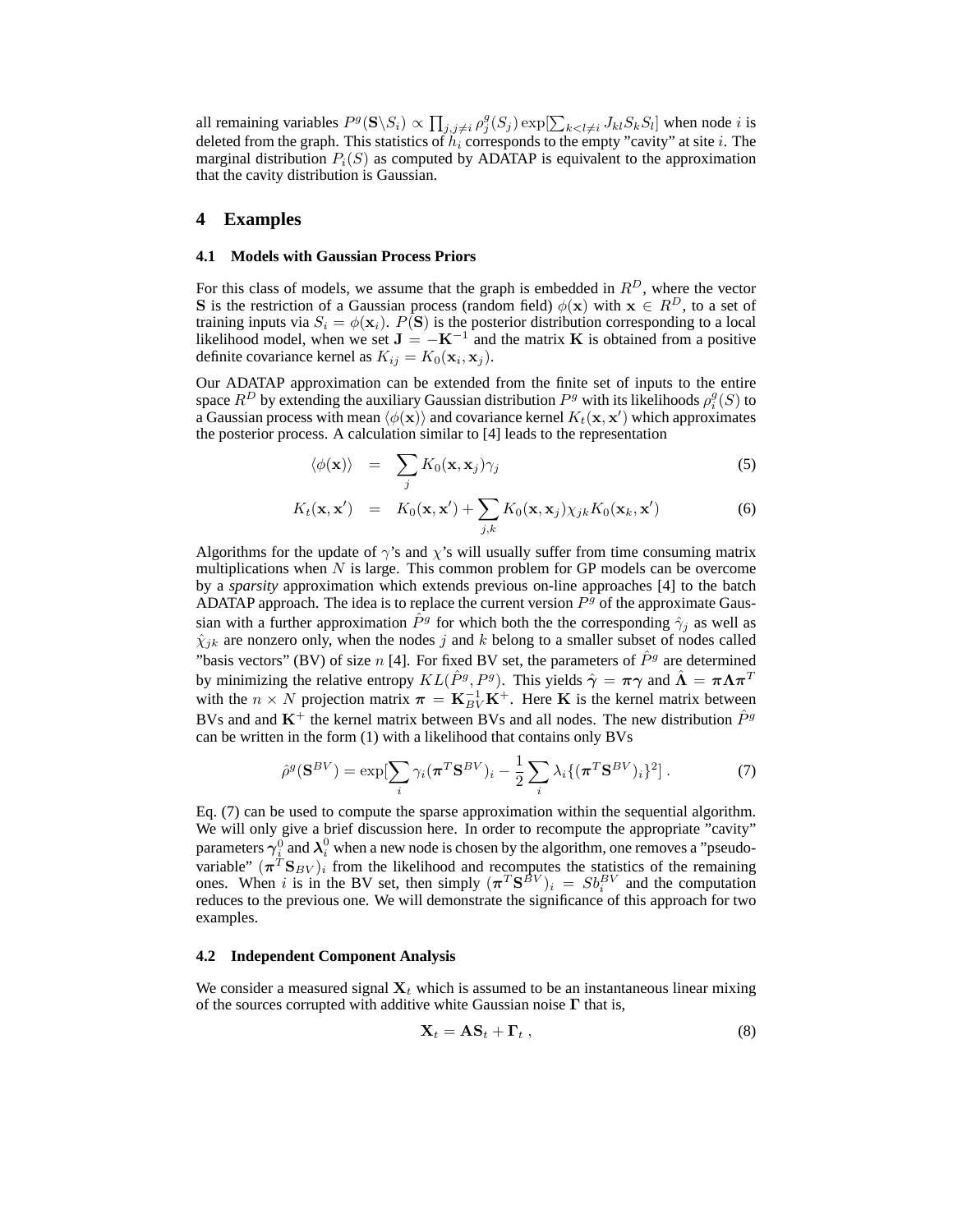all remaining variables $P^g(\mathbf{S}\backslash S_i) \propto \prod_{j,j\neq i} \rho_j^g(S_j) \exp[\sum_{k<l\neq i} J_{kl} S_k S_l]$ when node $i$ is deleted from the graph. This statistics of $h_i$ corresponds to the empty "cavity" at site $i$. The marginal distribution $P_i(S)$ as computed by ADATAP is equivalent to the approximation that the cavity distribution is Gaussian.

## 4 Examples

### 4.1 Models with Gaussian Process Priors

For this class of models, we assume that the graph is embedded in $R^D$, where the vector $\mathbf{S}$ is the restriction of a Gaussian process (random field) $\phi(\mathbf{x})$ with $\mathbf{x} \in R^D$, to a set of training inputs via $S_i = \phi(\mathbf{x}_i)$. $P(\mathbf{S})$ is the posterior distribution corresponding to a local likelihood model, when we set $\mathbf{J} = -\mathbf{K}^{-1}$ and the matrix $\mathbf{K}$ is obtained from a positive definite covariance kernel as $K_{ij} = K_0(\mathbf{x}_i, \mathbf{x}_j)$.

Our ADATAP approximation can be extended from the finite set of inputs to the entire space $R^D$ by extending the auxiliary Gaussian distribution $P^g$ with its likelihoods $\rho_i^g(S)$ to a Gaussian process with mean $\langle \phi(\mathbf{x}) \rangle$ and covariance kernel $K_t(\mathbf{x}, \mathbf{x}')$ which approximates the posterior process. A calculation similar to [4] leads to the representation

$$
\langle \phi(\mathbf{x}) \rangle = \sum_j K_0(\mathbf{x}, \mathbf{x}_j) \gamma_j \tag{5}
$$

$$
K_t(\mathbf{x}, \mathbf{x}') = K_0(\mathbf{x}, \mathbf{x}') + \sum_{j,k} K_0(\mathbf{x}, \mathbf{x}_j) \chi_{jk} K_0(\mathbf{x}_k, \mathbf{x}') \tag{6}
$$

Algorithms for the update of $\gamma$'s and $\chi$'s will usually suffer from time consuming matrix multiplications when $N$ is large. This common problem for GP models can be overcome by a *sparsity* approximation which extends previous on-line approaches [4] to the batch ADATAP approach. The idea is to replace the current version $P^g$ of the approximate Gaussian with a further approximation $\hat{P}^g$ for which both the the corresponding $\hat{\gamma}_j$ as well as $\hat{\chi}_{jk}$ are nonzero only, when the nodes $j$ and $k$ belong to a smaller subset of nodes called "basis vectors" (BV) of size $n$ [4]. For fixed BV set, the parameters of $\hat{P}^g$ are determined by minimizing the relative entropy $KL(\hat{P}^g, P^g)$. This yields $\hat{\boldsymbol{\gamma}} = \boldsymbol{\pi}\boldsymbol{\gamma}$ and $\hat{\boldsymbol{\Lambda}} = \boldsymbol{\pi}\boldsymbol{\Lambda}\boldsymbol{\pi}^T$ with the $n \times N$ projection matrix $\boldsymbol{\pi} = \mathbf{K}_{BV}^{-1}\mathbf{K}^{+}$. Here $\mathbf{K}$ is the kernel matrix between BVs and and $\mathbf{K}^{+}$ the kernel matrix between BVs and all nodes. The new distribution $\hat{P}^g$ can be written in the form (1) with a likelihood that contains only BVs

$$
\hat{\rho}^g(\mathbf{S}^{BV}) = \exp[\sum_i \gamma_i (\boldsymbol{\pi}^T \mathbf{S}^{BV})_i - \frac{1}{2} \sum_i \lambda_i \{(\boldsymbol{\pi}^T \mathbf{S}^{BV})_i\}^2] \, . \tag{7}
$$

Eq. (7) can be used to compute the sparse approximation within the sequential algorithm. We will only give a brief discussion here. In order to recompute the appropriate "cavity" parameters $\boldsymbol{\gamma}_i^0$ and $\boldsymbol{\lambda}_i^0$ when a new node is chosen by the algorithm, one removes a "pseudo-variable" $(\boldsymbol{\pi}^T \mathbf{S}_{BV})_i$ from the likelihood and recomputes the statistics of the remaining ones. When $i$ is in the BV set, then simply $(\boldsymbol{\pi}^T \mathbf{S}^{BV})_i = Sb_i^{BV}$ and the computation reduces to the previous one. We will demonstrate the significance of this approach for two examples.

### 4.2 Independent Component Analysis

We consider a measured signal $\mathbf{X}_t$ which is assumed to be an instantaneous linear mixing of the sources corrupted with additive white Gaussian noise $\boldsymbol{\Gamma}$ that is,

$$
\mathbf{X}_t = \mathbf{A}\mathbf{S}_t + \boldsymbol{\Gamma}_t \, , \tag{8}
$$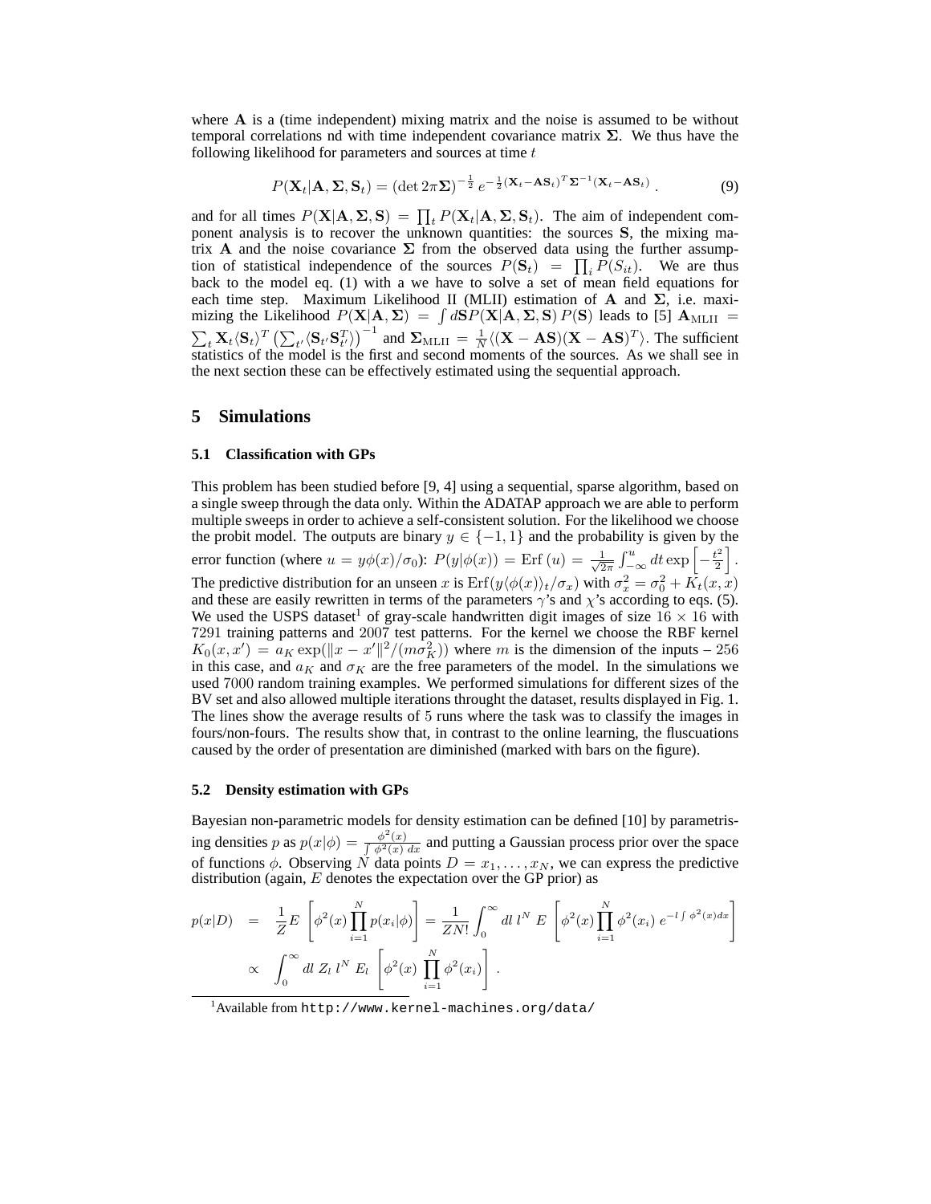where $\mathbf{A}$ is a (time independent) mixing matrix and the noise is assumed to be without temporal correlations nd with time independent covariance matrix $\mathbf{\Sigma}$. We thus have the following likelihood for parameters and sources at time $t$

$$P(\mathbf{X}_t|\mathbf{A},\mathbf{\Sigma},\mathbf{S}_t) = (\det 2\pi\mathbf{\Sigma})^{-\frac{1}{2}}\, e^{-\frac{1}{2}(\mathbf{X}_t-\mathbf{A}\mathbf{S}_t)^T\mathbf{\Sigma}^{-1}(\mathbf{X}_t-\mathbf{A}\mathbf{S}_t)}\,. \tag{9}$$

and for all times $P(\mathbf{X}|\mathbf{A},\mathbf{\Sigma},\mathbf{S}) = \prod_t P(\mathbf{X}_t|\mathbf{A},\mathbf{\Sigma},\mathbf{S}_t)$. The aim of independent component analysis is to recover the unknown quantities: the sources $\mathbf{S}$, the mixing matrix $\mathbf{A}$ and the noise covariance $\mathbf{\Sigma}$ from the observed data using the further assumption of statistical independence of the sources $P(\mathbf{S}_t) = \prod_i P(S_{it})$. We are thus back to the model eq. (1) with a we have to solve a set of mean field equations for each time step. Maximum Likelihood II (MLII) estimation of $\mathbf{A}$ and $\mathbf{\Sigma}$, i.e. maximizing the Likelihood $P(\mathbf{X}|\mathbf{A},\mathbf{\Sigma}) = \int d\mathbf{S} P(\mathbf{X}|\mathbf{A},\mathbf{\Sigma},\mathbf{S})\,P(\mathbf{S})$ leads to [5] $\mathbf{A}_{\mathrm{MLII}} = \sum_t \mathbf{X}_t\langle\mathbf{S}_t\rangle^T\left(\sum_{t'}\langle\mathbf{S}_{t'}\mathbf{S}_{t'}^T\rangle\right)^{-1}$ and $\mathbf{\Sigma}_{\mathrm{MLII}} = \frac{1}{N}\langle(\mathbf{X}-\mathbf{A}\mathbf{S})(\mathbf{X}-\mathbf{A}\mathbf{S})^T\rangle$. The sufficient statistics of the model is the first and second moments of the sources. As we shall see in the next section these can be effectively estimated using the sequential approach.

## 5 Simulations

### 5.1 Classification with GPs

This problem has been studied before [9, 4] using a sequential, sparse algorithm, based on a single sweep through the data only. Within the ADATAP approach we are able to perform multiple sweeps in order to achieve a self-consistent solution. For the likelihood we choose the probit model. The outputs are binary $y \in \{-1, 1\}$ and the probability is given by the error function (where $u = y\phi(x)/\sigma_0$): $P(y|\phi(x)) = \mathrm{Erf}\,(u) = \frac{1}{\sqrt{2\pi}}\int_{-\infty}^{u} dt \exp\left[-\frac{t^2}{2}\right]$. The predictive distribution for an unseen $x$ is $\mathrm{Erf}(y\langle\phi(x)\rangle_t/\sigma_x)$ with $\sigma_x^2 = \sigma_0^2 + K_t(x,x)$ and these are easily rewritten in terms of the parameters $\gamma$'s and $\chi$'s according to eqs. (5). We used the USPS dataset[1] of gray-scale handwritten digit images of size $16 \times 16$ with $7291$ training patterns and $2007$ test patterns. For the kernel we choose the RBF kernel $K_0(x,x') = a_K \exp(\|x-x'\|^2/(m\sigma_K^2))$ where $m$ is the dimension of the inputs – $256$ in this case, and $a_K$ and $\sigma_K$ are the free parameters of the model. In the simulations we used $7000$ random training examples. We performed simulations for different sizes of the BV set and also allowed multiple iterations throught the dataset, results displayed in Fig. 1. The lines show the average results of $5$ runs where the task was to classify the images in fours/non-fours. The results show that, in contrast to the online learning, the fluscuations caused by the order of presentation are diminished (marked with bars on the figure).

### 5.2 Density estimation with GPs

Bayesian non-parametric models for density estimation can be defined [10] by parametrising densities $p$ as $p(x|\phi) = \frac{\phi^2(x)}{\int \phi^2(x)\,dx}$ and putting a Gaussian process prior over the space of functions $\phi$. Observing $N$ data points $D = x_1,\ldots,x_N$, we can express the predictive distribution (again, $E$ denotes the expectation over the GP prior) as

$$\begin{aligned}
p(x|D) &= \frac{1}{Z}E\left[\phi^2(x)\prod_{i=1}^{N}p(x_i|\phi)\right] = \frac{1}{ZN!}\int_0^\infty dl\; l^N\; E\left[\phi^2(x)\prod_{i=1}^{N}\phi^2(x_i)\; e^{-l\int\phi^2(x)dx}\right] \\
&\propto \int_0^\infty dl\; Z_l\; l^N\; E_l\left[\phi^2(x)\;\prod_{i=1}^{N}\phi^2(x_i)\right]\,.
\end{aligned}$$

[1] Available from http://www.kernel-machines.org/data/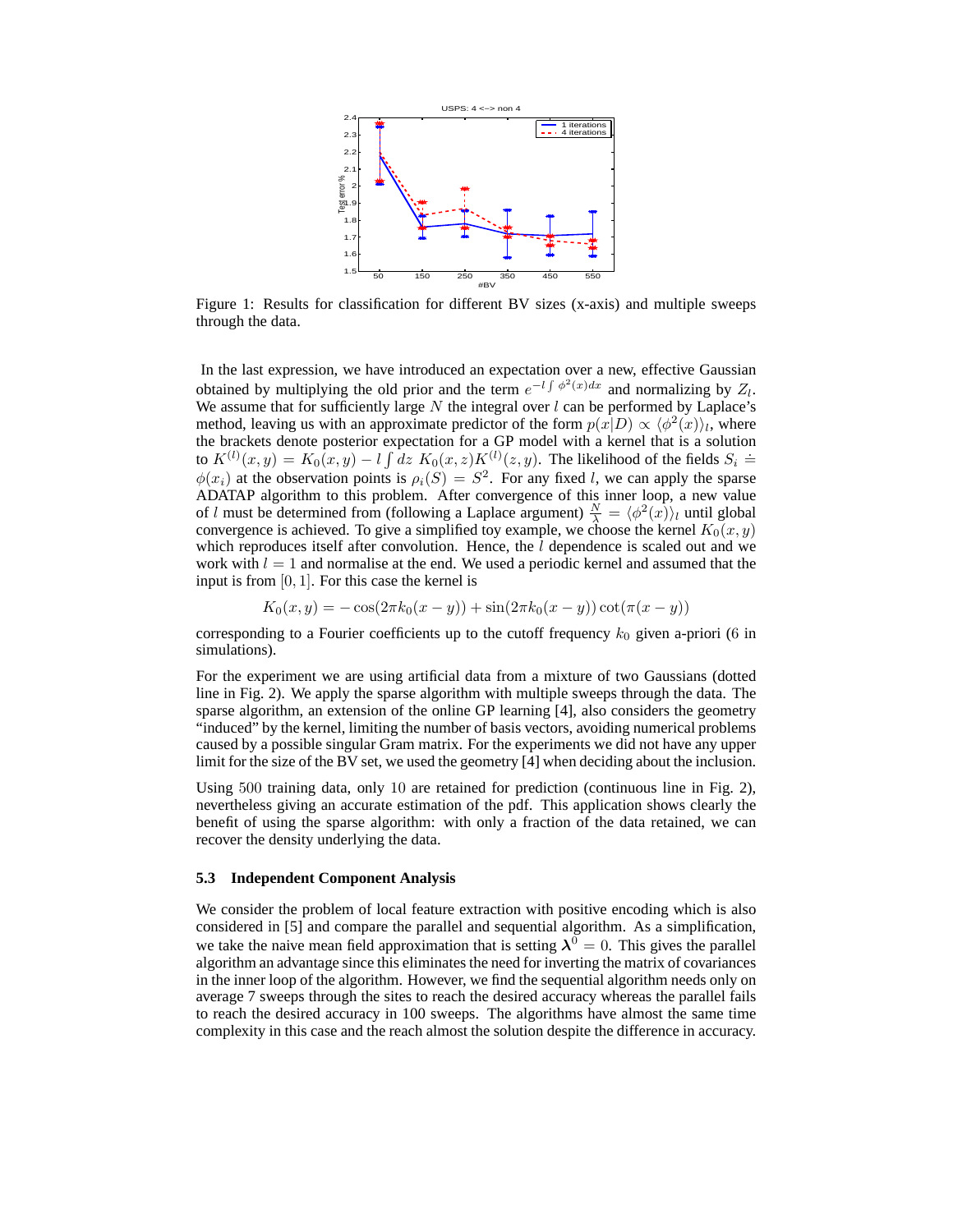Figure 1: Results for classification for different BV sizes (x-axis) and multiple sweeps through the data.

In the last expression, we have introduced an expectation over a new, effective Gaussian obtained by multiplying the old prior and the term $e^{-l \int \phi^2(x) dx}$ and normalizing by $Z_l$. We assume that for sufficiently large $N$ the integral over $l$ can be performed by Laplace's method, leaving us with an approximate predictor of the form $p(x|D) \propto \langle \phi^2(x) \rangle_l$, where the brackets denote posterior expectation for a GP model with a kernel that is a solution to $K^{(l)}(x, y) = K_0(x, y) - l \int dz \; K_0(x, z) K^{(l)}(z, y)$. The likelihood of the fields $S_i \doteq \phi(x_i)$ at the observation points is $\rho_i(S) = S^2$. For any fixed $l$, we can apply the sparse ADATAP algorithm to this problem. After convergence of this inner loop, a new value of $l$ must be determined from (following a Laplace argument) $\frac{N}{\lambda} = \langle \phi^2(x) \rangle_l$ until global convergence is achieved. To give a simplified toy example, we choose the kernel $K_0(x, y)$ which reproduces itself after convolution. Hence, the $l$ dependence is scaled out and we work with $l = 1$ and normalise at the end. We used a periodic kernel and assumed that the input is from $[0, 1]$. For this case the kernel is

$$K_0(x, y) = -\cos(2\pi k_0(x - y)) + \sin(2\pi k_0(x - y)) \cot(\pi(x - y))$$

corresponding to a Fourier coefficients up to the cutoff frequency $k_0$ given a-priori (6 in simulations).

For the experiment we are using artificial data from a mixture of two Gaussians (dotted line in Fig. 2). We apply the sparse algorithm with multiple sweeps through the data. The sparse algorithm, an extension of the online GP learning [4], also considers the geometry "induced" by the kernel, limiting the number of basis vectors, avoiding numerical problems caused by a possible singular Gram matrix. For the experiments we did not have any upper limit for the size of the BV set, we used the geometry [4] when deciding about the inclusion.

Using $500$ training data, only $10$ are retained for prediction (continuous line in Fig. 2), nevertheless giving an accurate estimation of the pdf. This application shows clearly the benefit of using the sparse algorithm: with only a fraction of the data retained, we can recover the density underlying the data.

### 5.3 Independent Component Analysis

We consider the problem of local feature extraction with positive encoding which is also considered in [5] and compare the parallel and sequential algorithm. As a simplification, we take the naive mean field approximation that is setting $\boldsymbol{\lambda}^0 = 0$. This gives the parallel algorithm an advantage since this eliminates the need for inverting the matrix of covariances in the inner loop of the algorithm. However, we find the sequential algorithm needs only on average 7 sweeps through the sites to reach the desired accuracy whereas the parallel fails to reach the desired accuracy in 100 sweeps. The algorithms have almost the same time complexity in this case and the reach almost the solution despite the difference in accuracy.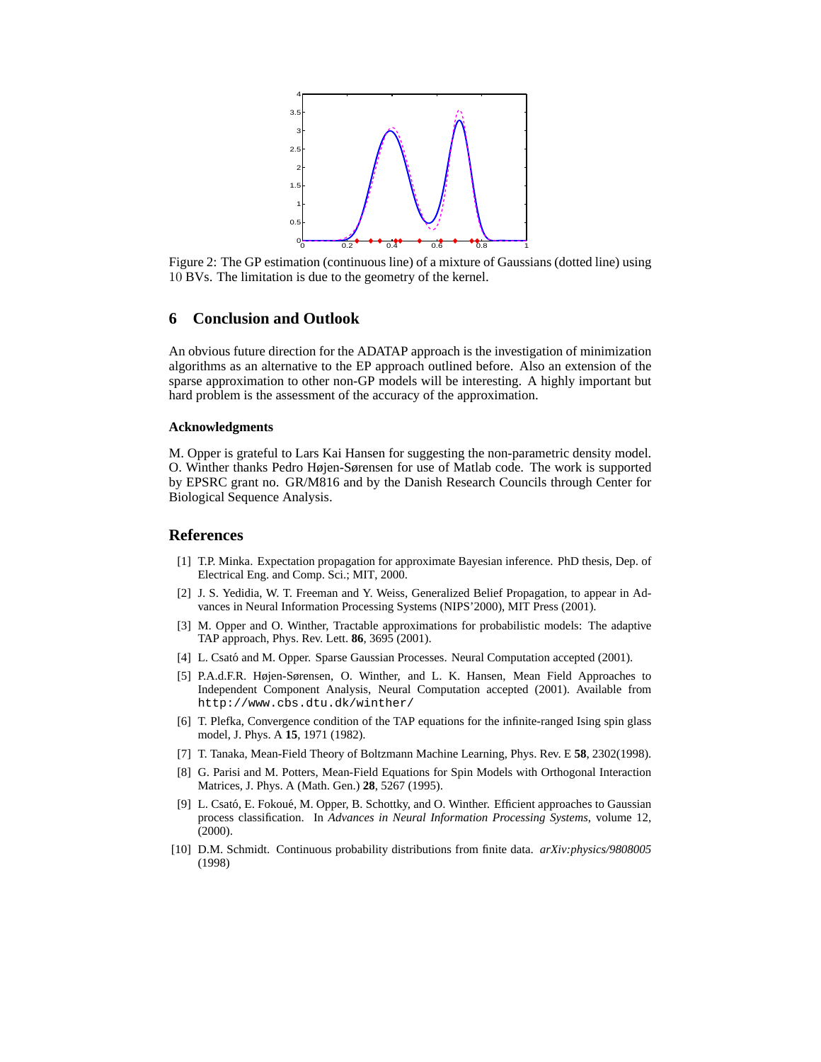4
3.5
3
2.5
2
1.5
1
0.5
0
0
0.2
0.4
0.6
0.8
1

Figure 2: The GP estimation (continuous line) of a mixture of Gaussians (dotted line) using 10 BVs. The limitation is due to the geometry of the kernel.

## 6 Conclusion and Outlook

An obvious future direction for the ADATAP approach is the investigation of minimization algorithms as an alternative to the EP approach outlined before. Also an extension of the sparse approximation to other non-GP models will be interesting. A highly important but hard problem is the assessment of the accuracy of the approximation.

### Acknowledgments

M. Opper is grateful to Lars Kai Hansen for suggesting the non-parametric density model. O. Winther thanks Pedro Højen-Sørensen for use of Matlab code. The work is supported by EPSRC grant no. GR/M816 and by the Danish Research Councils through Center for Biological Sequence Analysis.

## References

[1] T.P. Minka. Expectation propagation for approximate Bayesian inference. PhD thesis, Dep. of Electrical Eng. and Comp. Sci.; MIT, 2000.

[2] J. S. Yedidia, W. T. Freeman and Y. Weiss, Generalized Belief Propagation, to appear in Advances in Neural Information Processing Systems (NIPS'2000), MIT Press (2001).

[3] M. Opper and O. Winther, Tractable approximations for probabilistic models: The adaptive TAP approach, Phys. Rev. Lett. **86**, 3695 (2001).

[4] L. Csató and M. Opper. Sparse Gaussian Processes. Neural Computation accepted (2001).

[5] P.A.d.F.R. Højen-Sørensen, O. Winther, and L. K. Hansen, Mean Field Approaches to Independent Component Analysis, Neural Computation accepted (2001). Available from `http://www.cbs.dtu.dk/winther/`

[6] T. Plefka, Convergence condition of the TAP equations for the infinite-ranged Ising spin glass model, J. Phys. A **15**, 1971 (1982).

[7] T. Tanaka, Mean-Field Theory of Boltzmann Machine Learning, Phys. Rev. E **58**, 2302(1998).

[8] G. Parisi and M. Potters, Mean-Field Equations for Spin Models with Orthogonal Interaction Matrices, J. Phys. A (Math. Gen.) **28**, 5267 (1995).

[9] L. Csató, E. Fokoué, M. Opper, B. Schottky, and O. Winther. Efficient approaches to Gaussian process classification. In *Advances in Neural Information Processing Systems*, volume 12, (2000).

[10] D.M. Schmidt. Continuous probability distributions from finite data. *arXiv:physics/9808005* (1998)